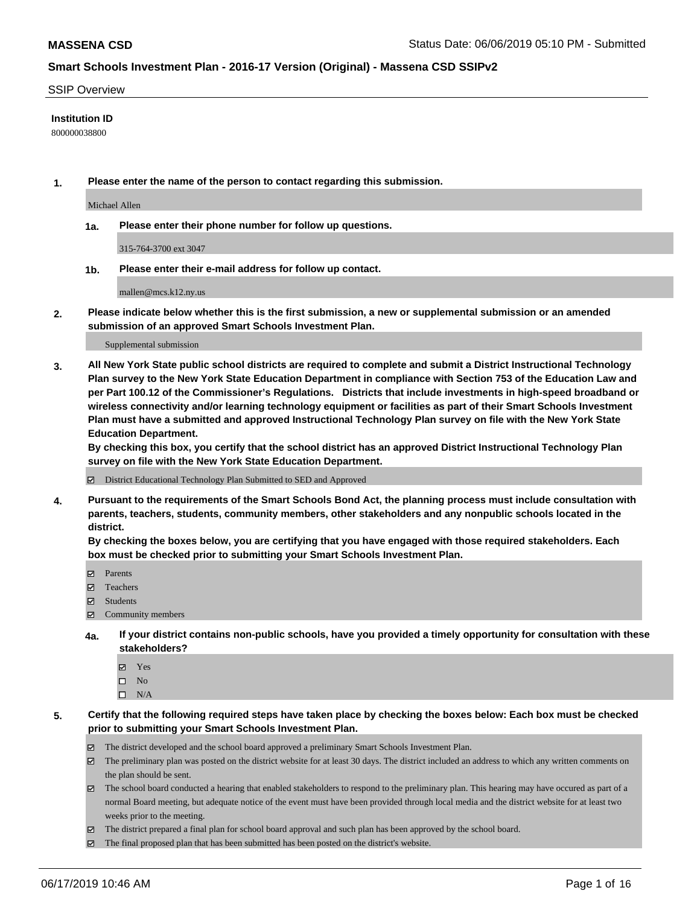# MASSENA CSD

Status Date: 06/06/2019 05:10 PM - Submitted

## Smart Schools Investment Plan - 2016-17 Version (Original) - Massena CSD SSIPv2

SSIP Overview

**Institution ID**

800000038800

**1. Please enter the name of the person to contact regarding this submission.**

Michael Allen

**1a. Please enter their phone number for follow up questions.**

315-764-3700 ext 3047

**1b. Please enter their e-mail address for follow up contact.**

mallen@mcs.k12.ny.us

**2. Please indicate below whether this is the first submission, a new or supplemental submission or an amended submission of an approved Smart Schools Investment Plan.**

Supplemental submission

**3. All New York State public school districts are required to complete and submit a District Instructional Technology Plan survey to the New York State Education Department in compliance with Section 753 of the Education Law and per Part 100.12 of the Commissioner's Regulations. Districts that include investments in high-speed broadband or wireless connectivity and/or learning technology equipment or facilities as part of their Smart Schools Investment Plan must have a submitted and approved Instructional Technology Plan survey on file with the New York State Education Department.**
**By checking this box, you certify that the school district has an approved District Instructional Technology Plan survey on file with the New York State Education Department.**

☑ District Educational Technology Plan Submitted to SED and Approved

**4. Pursuant to the requirements of the Smart Schools Bond Act, the planning process must include consultation with parents, teachers, students, community members, other stakeholders and any nonpublic schools located in the district.**
**By checking the boxes below, you are certifying that you have engaged with those required stakeholders. Each box must be checked prior to submitting your Smart Schools Investment Plan.**

☑ Parents
☑ Teachers
☑ Students
☑ Community members

**4a. If your district contains non-public schools, have you provided a timely opportunity for consultation with these stakeholders?**

☑ Yes
☐ No
☐ N/A

**5. Certify that the following required steps have taken place by checking the boxes below: Each box must be checked prior to submitting your Smart Schools Investment Plan.**

☑ The district developed and the school board approved a preliminary Smart Schools Investment Plan.
☑ The preliminary plan was posted on the district website for at least 30 days. The district included an address to which any written comments on the plan should be sent.
☑ The school board conducted a hearing that enabled stakeholders to respond to the preliminary plan. This hearing may have occured as part of a normal Board meeting, but adequate notice of the event must have been provided through local media and the district website for at least two weeks prior to the meeting.
☑ The district prepared a final plan for school board approval and such plan has been approved by the school board.
☑ The final proposed plan that has been submitted has been posted on the district's website.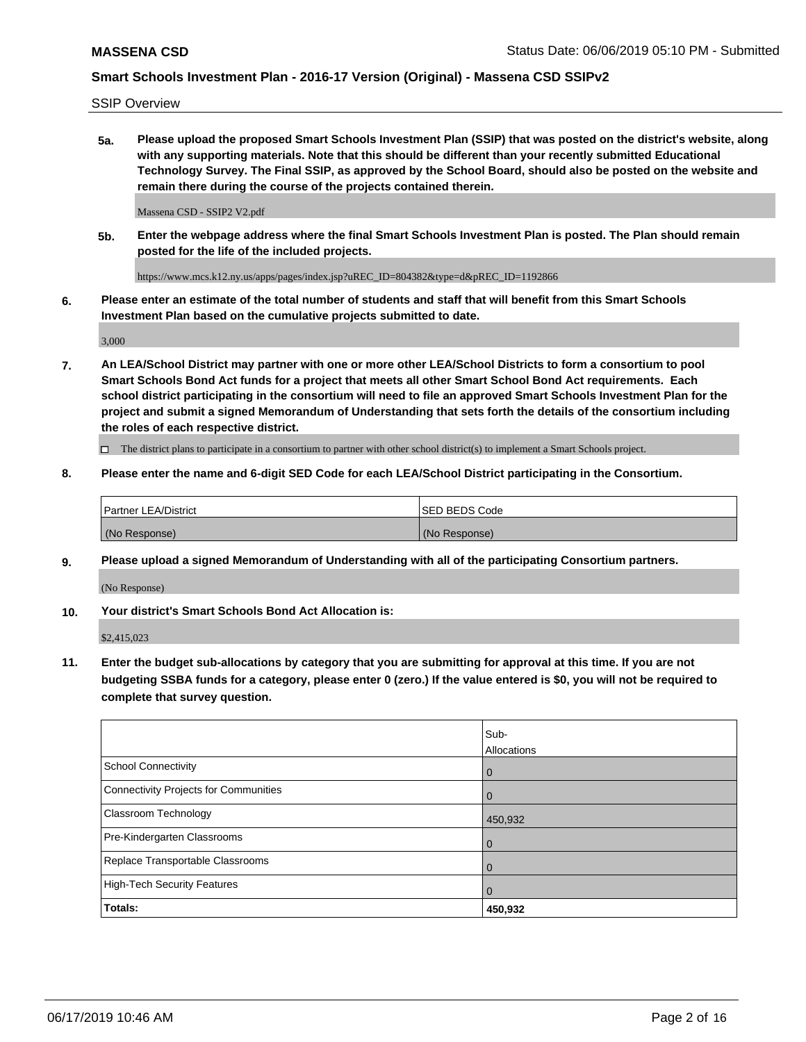SSIP Overview

**5a. Please upload the proposed Smart Schools Investment Plan (SSIP) that was posted on the district's website, along with any supporting materials. Note that this should be different than your recently submitted Educational Technology Survey. The Final SSIP, as approved by the School Board, should also be posted on the website and remain there during the course of the projects contained therein.**

Massena CSD - SSIP2 V2.pdf

**5b. Enter the webpage address where the final Smart Schools Investment Plan is posted. The Plan should remain posted for the life of the included projects.**

https://www.mcs.k12.ny.us/apps/pages/index.jsp?uREC_ID=804382&type=d&pREC_ID=1192866

**6. Please enter an estimate of the total number of students and staff that will benefit from this Smart Schools Investment Plan based on the cumulative projects submitted to date.**

3,000

**7. An LEA/School District may partner with one or more other LEA/School Districts to form a consortium to pool Smart Schools Bond Act funds for a project that meets all other Smart School Bond Act requirements. Each school district participating in the consortium will need to file an approved Smart Schools Investment Plan for the project and submit a signed Memorandum of Understanding that sets forth the details of the consortium including the roles of each respective district.**

☐ The district plans to participate in a consortium to partner with other school district(s) to implement a Smart Schools project.

**8. Please enter the name and 6-digit SED Code for each LEA/School District participating in the Consortium.**

| Partner LEA/District | SED BEDS Code |
|---|---|
| (No Response) | (No Response) |

**9. Please upload a signed Memorandum of Understanding with all of the participating Consortium partners.**

(No Response)

**10. Your district's Smart Schools Bond Act Allocation is:**

$2,415,023

**11. Enter the budget sub-allocations by category that you are submitting for approval at this time. If you are not budgeting SSBA funds for a category, please enter 0 (zero.) If the value entered is $0, you will not be required to complete that survey question.**

| | Sub-Allocations |
|---|---|
| School Connectivity | 0 |
| Connectivity Projects for Communities | 0 |
| Classroom Technology | 450,932 |
| Pre-Kindergarten Classrooms | 0 |
| Replace Transportable Classrooms | 0 |
| High-Tech Security Features | 0 |
| **Totals:** | **450,932** |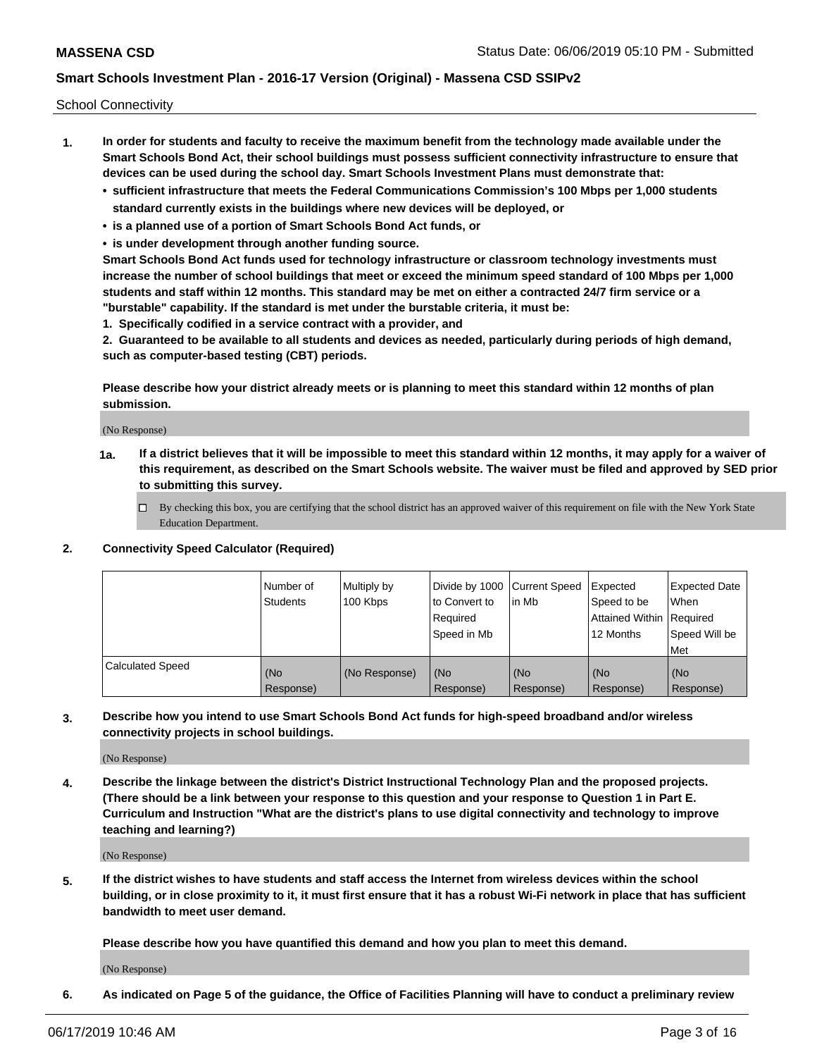School Connectivity

1. **In order for students and faculty to receive the maximum benefit from the technology made available under the Smart Schools Bond Act, their school buildings must possess sufficient connectivity infrastructure to ensure that devices can be used during the school day. Smart Schools Investment Plans must demonstrate that:**
   - **sufficient infrastructure that meets the Federal Communications Commission's 100 Mbps per 1,000 students standard currently exists in the buildings where new devices will be deployed, or**
   - **is a planned use of a portion of Smart Schools Bond Act funds, or**
   - **is under development through another funding source.**

   **Smart Schools Bond Act funds used for technology infrastructure or classroom technology investments must increase the number of school buildings that meet or exceed the minimum speed standard of 100 Mbps per 1,000 students and staff within 12 months. This standard may be met on either a contracted 24/7 firm service or a "burstable" capability. If the standard is met under the burstable criteria, it must be:**

   **1. Specifically codified in a service contract with a provider, and**

   **2. Guaranteed to be available to all students and devices as needed, particularly during periods of high demand, such as computer-based testing (CBT) periods.**

   **Please describe how your district already meets or is planning to meet this standard within 12 months of plan submission.**

   (No Response)

   **1a. If a district believes that it will be impossible to meet this standard within 12 months, it may apply for a waiver of this requirement, as described on the Smart Schools website. The waiver must be filed and approved by SED prior to submitting this survey.**

   ☐ By checking this box, you are certifying that the school district has an approved waiver of this requirement on file with the New York State Education Department.

2. **Connectivity Speed Calculator (Required)**

| | Number of Students | Multiply by 100 Kbps | Divide by 1000 to Convert to Required Speed in Mb | Current Speed in Mb | Expected Speed to be Attained Within 12 Months | Expected Date When Required Speed Will be Met |
|---|---|---|---|---|---|---|
| Calculated Speed | (No Response) | (No Response) | (No Response) | (No Response) | (No Response) | (No Response) |

3. **Describe how you intend to use Smart Schools Bond Act funds for high-speed broadband and/or wireless connectivity projects in school buildings.**

   (No Response)

4. **Describe the linkage between the district's District Instructional Technology Plan and the proposed projects. (There should be a link between your response to this question and your response to Question 1 in Part E. Curriculum and Instruction "What are the district's plans to use digital connectivity and technology to improve teaching and learning?)**

   (No Response)

5. **If the district wishes to have students and staff access the Internet from wireless devices within the school building, or in close proximity to it, it must first ensure that it has a robust Wi-Fi network in place that has sufficient bandwidth to meet user demand.**

   **Please describe how you have quantified this demand and how you plan to meet this demand.**

   (No Response)

6. **As indicated on Page 5 of the guidance, the Office of Facilities Planning will have to conduct a preliminary review**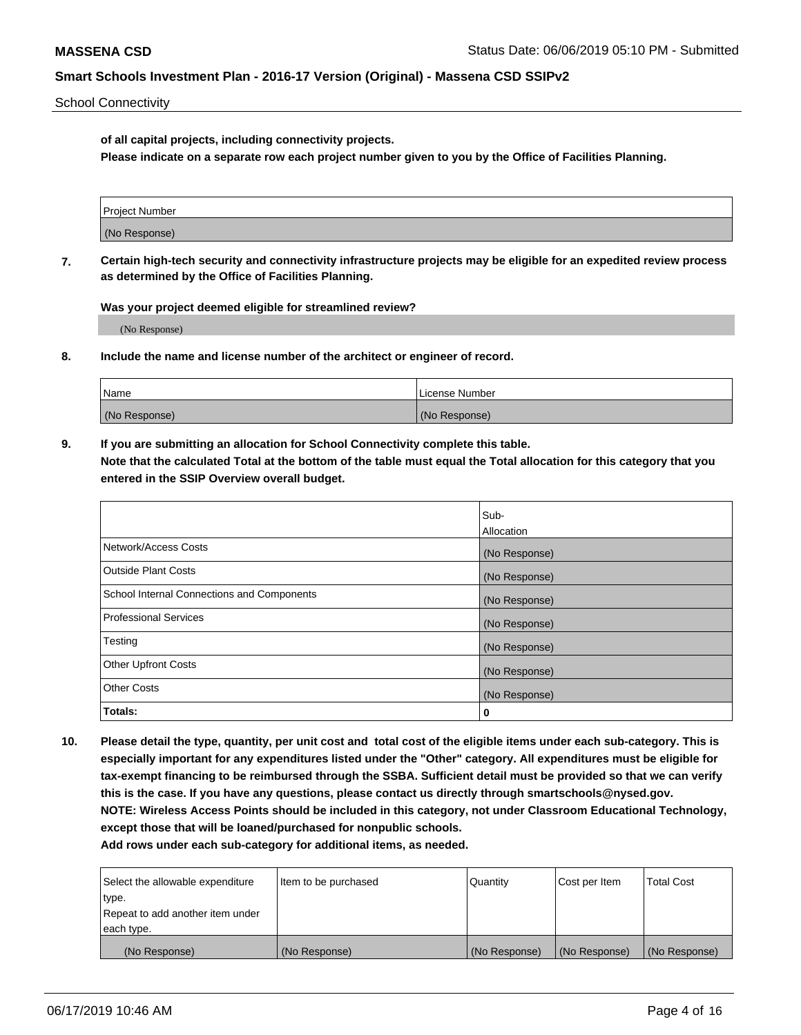**of all capital projects, including connectivity projects.**
**Please indicate on a separate row each project number given to you by the Office of Facilities Planning.**

| Project Number |
| --- |
| (No Response) |

**7. Certain high-tech security and connectivity infrastructure projects may be eligible for an expedited review process as determined by the Office of Facilities Planning.**

**Was your project deemed eligible for streamlined review?**

(No Response)

**8. Include the name and license number of the architect or engineer of record.**

| Name | License Number |
| --- | --- |
| (No Response) | (No Response) |

**9. If you are submitting an allocation for School Connectivity complete this table.**
**Note that the calculated Total at the bottom of the table must equal the Total allocation for this category that you entered in the SSIP Overview overall budget.**

| | Sub-Allocation |
| --- | --- |
| Network/Access Costs | (No Response) |
| Outside Plant Costs | (No Response) |
| School Internal Connections and Components | (No Response) |
| Professional Services | (No Response) |
| Testing | (No Response) |
| Other Upfront Costs | (No Response) |
| Other Costs | (No Response) |
| **Totals:** | **0** |

**10. Please detail the type, quantity, per unit cost and total cost of the eligible items under each sub-category. This is especially important for any expenditures listed under the "Other" category. All expenditures must be eligible for tax-exempt financing to be reimbursed through the SSBA. Sufficient detail must be provided so that we can verify this is the case. If you have any questions, please contact us directly through smartschools@nysed.gov.**
**NOTE: Wireless Access Points should be included in this category, not under Classroom Educational Technology, except those that will be loaned/purchased for nonpublic schools.**
**Add rows under each sub-category for additional items, as needed.**

| Select the allowable expenditure type. Repeat to add another item under each type. | Item to be purchased | Quantity | Cost per Item | Total Cost |
| --- | --- | --- | --- | --- |
| (No Response) | (No Response) | (No Response) | (No Response) | (No Response) |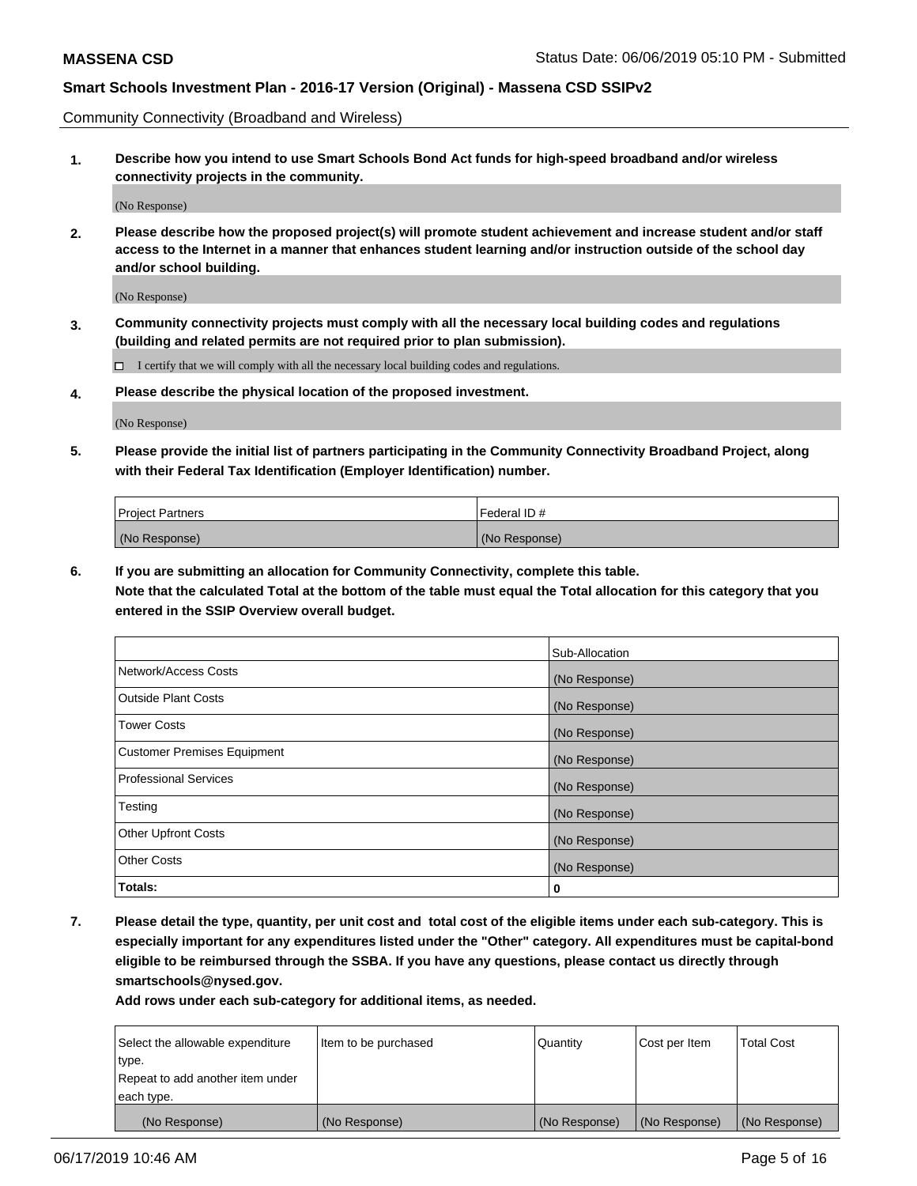Community Connectivity (Broadband and Wireless)

**1. Describe how you intend to use Smart Schools Bond Act funds for high-speed broadband and/or wireless connectivity projects in the community.**

(No Response)

**2. Please describe how the proposed project(s) will promote student achievement and increase student and/or staff access to the Internet in a manner that enhances student learning and/or instruction outside of the school day and/or school building.**

(No Response)

**3. Community connectivity projects must comply with all the necessary local building codes and regulations (building and related permits are not required prior to plan submission).**

☐ I certify that we will comply with all the necessary local building codes and regulations.

**4. Please describe the physical location of the proposed investment.**

(No Response)

**5. Please provide the initial list of partners participating in the Community Connectivity Broadband Project, along with their Federal Tax Identification (Employer Identification) number.**

| Project Partners | Federal ID # |
|---|---|
| (No Response) | (No Response) |

**6. If you are submitting an allocation for Community Connectivity, complete this table.**
**Note that the calculated Total at the bottom of the table must equal the Total allocation for this category that you entered in the SSIP Overview overall budget.**

| | Sub-Allocation |
|---|---|
| Network/Access Costs | (No Response) |
| Outside Plant Costs | (No Response) |
| Tower Costs | (No Response) |
| Customer Premises Equipment | (No Response) |
| Professional Services | (No Response) |
| Testing | (No Response) |
| Other Upfront Costs | (No Response) |
| Other Costs | (No Response) |
| **Totals:** | **0** |

**7. Please detail the type, quantity, per unit cost and total cost of the eligible items under each sub-category. This is especially important for any expenditures listed under the "Other" category. All expenditures must be capital-bond eligible to be reimbursed through the SSBA. If you have any questions, please contact us directly through smartschools@nysed.gov.**

**Add rows under each sub-category for additional items, as needed.**

| Select the allowable expenditure type. Repeat to add another item under each type. | Item to be purchased | Quantity | Cost per Item | Total Cost |
|---|---|---|---|---|
| (No Response) | (No Response) | (No Response) | (No Response) | (No Response) |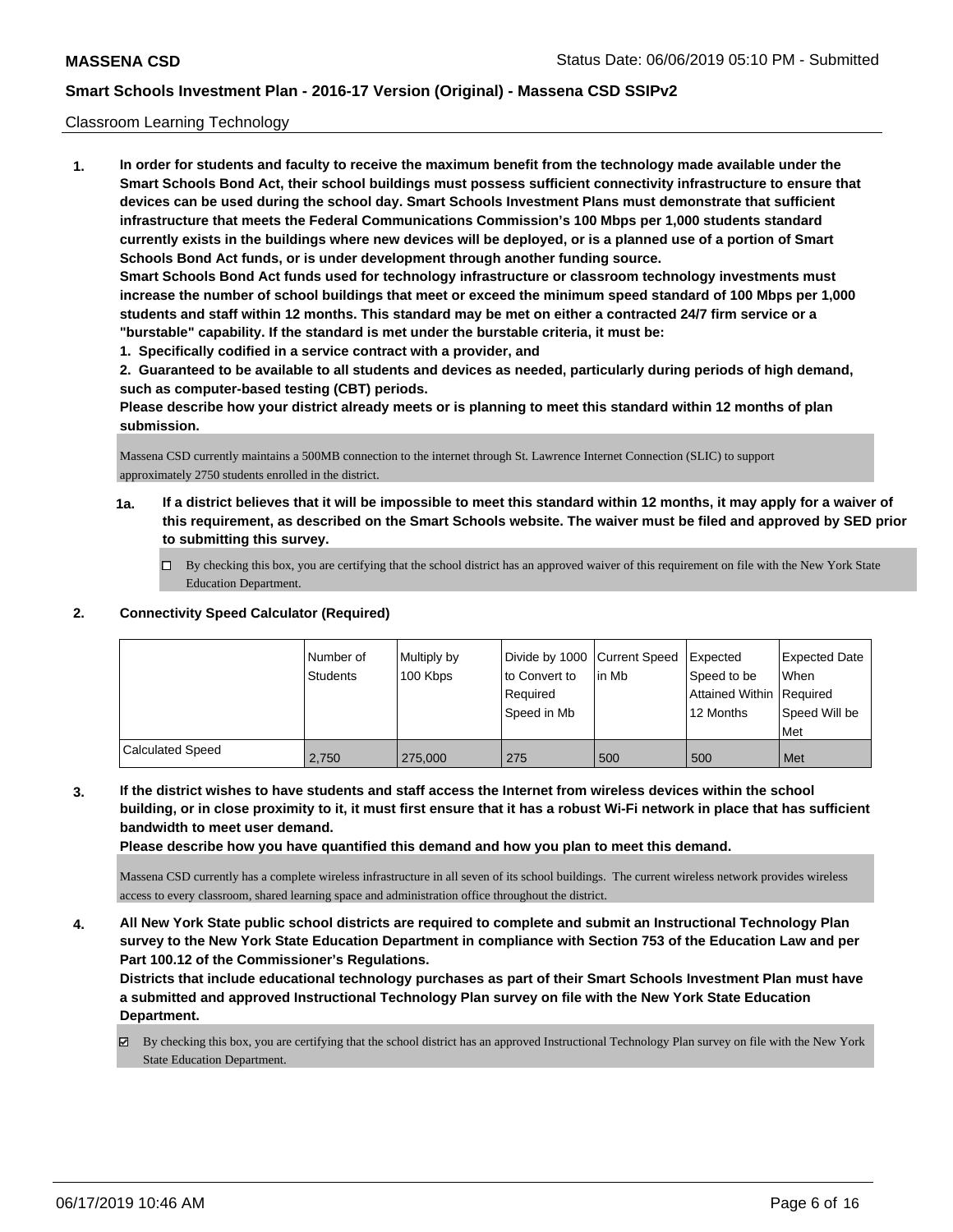Classroom Learning Technology

**1. In order for students and faculty to receive the maximum benefit from the technology made available under the Smart Schools Bond Act, their school buildings must possess sufficient connectivity infrastructure to ensure that devices can be used during the school day. Smart Schools Investment Plans must demonstrate that sufficient infrastructure that meets the Federal Communications Commission's 100 Mbps per 1,000 students standard currently exists in the buildings where new devices will be deployed, or is a planned use of a portion of Smart Schools Bond Act funds, or is under development through another funding source.**

**Smart Schools Bond Act funds used for technology infrastructure or classroom technology investments must increase the number of school buildings that meet or exceed the minimum speed standard of 100 Mbps per 1,000 students and staff within 12 months. This standard may be met on either a contracted 24/7 firm service or a "burstable" capability. If the standard is met under the burstable criteria, it must be:**

**1. Specifically codified in a service contract with a provider, and**

**2. Guaranteed to be available to all students and devices as needed, particularly during periods of high demand, such as computer-based testing (CBT) periods.**

**Please describe how your district already meets or is planning to meet this standard within 12 months of plan submission.**

Massena CSD currently maintains a 500MB connection to the internet through St. Lawrence Internet Connection (SLIC) to support approximately 2750 students enrolled in the district.

**1a. If a district believes that it will be impossible to meet this standard within 12 months, it may apply for a waiver of this requirement, as described on the Smart Schools website. The waiver must be filed and approved by SED prior to submitting this survey.**

☐ By checking this box, you are certifying that the school district has an approved waiver of this requirement on file with the New York State Education Department.

**2. Connectivity Speed Calculator (Required)**

| | Number of Students | Multiply by 100 Kbps | Divide by 1000 to Convert to Required Speed in Mb | Current Speed in Mb | Expected Speed to be Attained Within 12 Months | Expected Date When Required Speed Will be Met |
|---|---|---|---|---|---|---|
| Calculated Speed | 2,750 | 275,000 | 275 | 500 | 500 | Met |

**3. If the district wishes to have students and staff access the Internet from wireless devices within the school building, or in close proximity to it, it must first ensure that it has a robust Wi-Fi network in place that has sufficient bandwidth to meet user demand.**

**Please describe how you have quantified this demand and how you plan to meet this demand.**

Massena CSD currently has a complete wireless infrastructure in all seven of its school buildings. The current wireless network provides wireless access to every classroom, shared learning space and administration office throughout the district.

**4. All New York State public school districts are required to complete and submit an Instructional Technology Plan survey to the New York State Education Department in compliance with Section 753 of the Education Law and per Part 100.12 of the Commissioner's Regulations.**

**Districts that include educational technology purchases as part of their Smart Schools Investment Plan must have a submitted and approved Instructional Technology Plan survey on file with the New York State Education Department.**

☑ By checking this box, you are certifying that the school district has an approved Instructional Technology Plan survey on file with the New York State Education Department.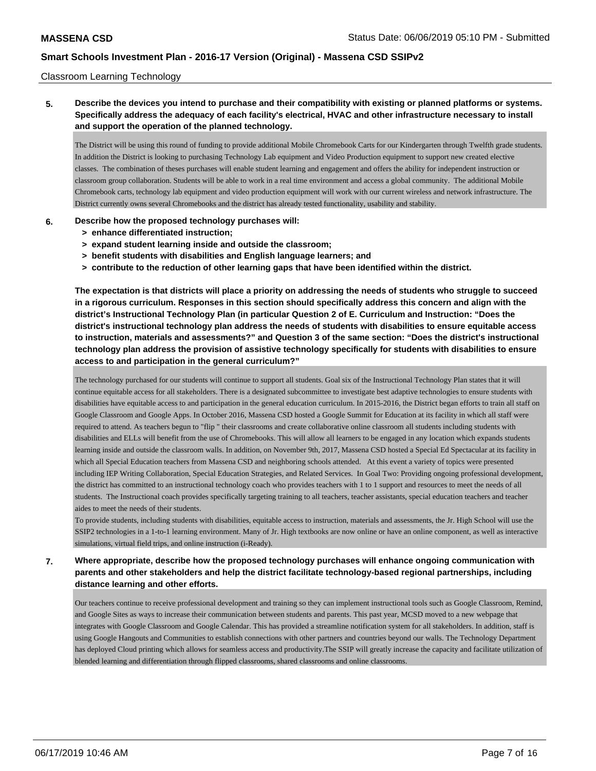Classroom Learning Technology

**5. Describe the devices you intend to purchase and their compatibility with existing or planned platforms or systems. Specifically address the adequacy of each facility's electrical, HVAC and other infrastructure necessary to install and support the operation of the planned technology.**

The District will be using this round of funding to provide additional Mobile Chromebook Carts for our Kindergarten through Twelfth grade students. In addition the District is looking to purchasing Technology Lab equipment and Video Production equipment to support new created elective classes. The combination of theses purchases will enable student learning and engagement and offers the ability for independent instruction or classroom group collaboration. Students will be able to work in a real time environment and access a global community. The additional Mobile Chromebook carts, technology lab equipment and video production equipment will work with our current wireless and network infrastructure. The District currently owns several Chromebooks and the district has already tested functionality, usability and stability.

**6. Describe how the proposed technology purchases will:**
- **> enhance differentiated instruction;**
- **> expand student learning inside and outside the classroom;**
- **> benefit students with disabilities and English language learners; and**
- **> contribute to the reduction of other learning gaps that have been identified within the district.**

**The expectation is that districts will place a priority on addressing the needs of students who struggle to succeed in a rigorous curriculum. Responses in this section should specifically address this concern and align with the district's Instructional Technology Plan (in particular Question 2 of E. Curriculum and Instruction: "Does the district's instructional technology plan address the needs of students with disabilities to ensure equitable access to instruction, materials and assessments?" and Question 3 of the same section: "Does the district's instructional technology plan address the provision of assistive technology specifically for students with disabilities to ensure access to and participation in the general curriculum?"**

The technology purchased for our students will continue to support all students. Goal six of the Instructional Technology Plan states that it will continue equitable access for all stakeholders. There is a designated subcommittee to investigate best adaptive technologies to ensure students with disabilities have equitable access to and participation in the general education curriculum. In 2015-2016, the District began efforts to train all staff on Google Classroom and Google Apps. In October 2016, Massena CSD hosted a Google Summit for Education at its facility in which all staff were required to attend. As teachers begun to "flip " their classrooms and create collaborative online classroom all students including students with disabilities and ELLs will benefit from the use of Chromebooks. This will allow all learners to be engaged in any location which expands students learning inside and outside the classroom walls. In addition, on November 9th, 2017, Massena CSD hosted a Special Ed Spectacular at its facility in which all Special Education teachers from Massena CSD and neighboring schools attended. At this event a variety of topics were presented including IEP Writing Collaboration, Special Education Strategies, and Related Services. In Goal Two: Providing ongoing professional development, the district has committed to an instructional technology coach who provides teachers with 1 to 1 support and resources to meet the needs of all students. The Instructional coach provides specifically targeting training to all teachers, teacher assistants, special education teachers and teacher aides to meet the needs of their students.
To provide students, including students with disabilities, equitable access to instruction, materials and assessments, the Jr. High School will use the SSIP2 technologies in a 1-to-1 learning environment. Many of Jr. High textbooks are now online or have an online component, as well as interactive simulations, virtual field trips, and online instruction (i-Ready).

**7. Where appropriate, describe how the proposed technology purchases will enhance ongoing communication with parents and other stakeholders and help the district facilitate technology-based regional partnerships, including distance learning and other efforts.**

Our teachers continue to receive professional development and training so they can implement instructional tools such as Google Classroom, Remind, and Google Sites as ways to increase their communication between students and parents. This past year, MCSD moved to a new webpage that integrates with Google Classroom and Google Calendar. This has provided a streamline notification system for all stakeholders. In addition, staff is using Google Hangouts and Communities to establish connections with other partners and countries beyond our walls. The Technology Department has deployed Cloud printing which allows for seamless access and productivity.The SSIP will greatly increase the capacity and facilitate utilization of blended learning and differentiation through flipped classrooms, shared classrooms and online classrooms.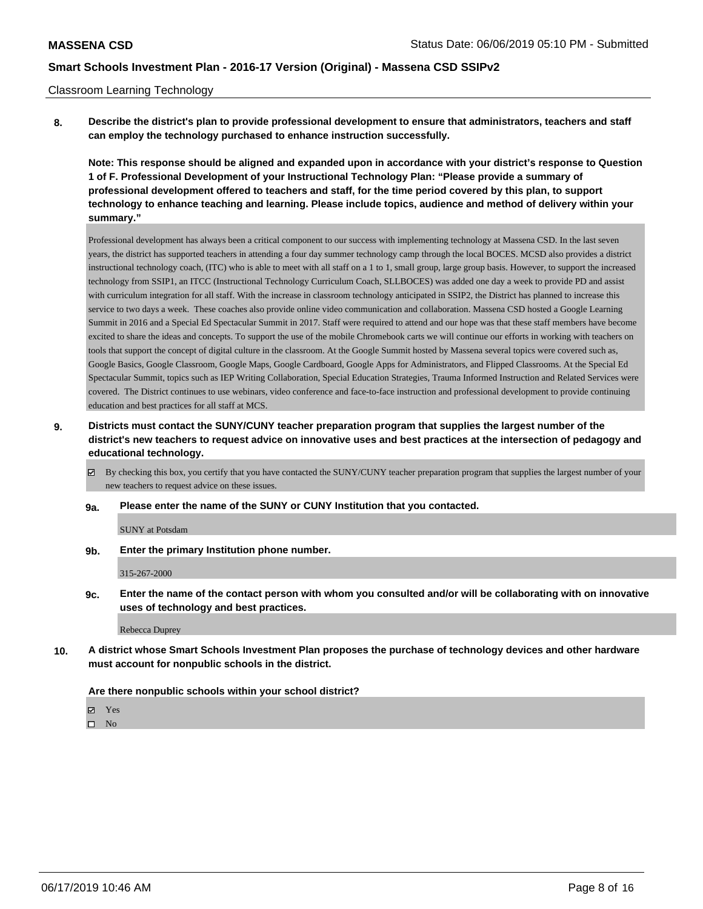Classroom Learning Technology

**8. Describe the district's plan to provide professional development to ensure that administrators, teachers and staff can employ the technology purchased to enhance instruction successfully.**

**Note: This response should be aligned and expanded upon in accordance with your district's response to Question 1 of F. Professional Development of your Instructional Technology Plan: "Please provide a summary of professional development offered to teachers and staff, for the time period covered by this plan, to support technology to enhance teaching and learning. Please include topics, audience and method of delivery within your summary."**

Professional development has always been a critical component to our success with implementing technology at Massena CSD. In the last seven years, the district has supported teachers in attending a four day summer technology camp through the local BOCES. MCSD also provides a district instructional technology coach, (ITC) who is able to meet with all staff on a 1 to 1, small group, large group basis. However, to support the increased technology from SSIP1, an ITCC (Instructional Technology Curriculum Coach, SLLBOCES) was added one day a week to provide PD and assist with curriculum integration for all staff. With the increase in classroom technology anticipated in SSIP2, the District has planned to increase this service to two days a week. These coaches also provide online video communication and collaboration. Massena CSD hosted a Google Learning Summit in 2016 and a Special Ed Spectacular Summit in 2017. Staff were required to attend and our hope was that these staff members have become excited to share the ideas and concepts. To support the use of the mobile Chromebook carts we will continue our efforts in working with teachers on tools that support the concept of digital culture in the classroom. At the Google Summit hosted by Massena several topics were covered such as, Google Basics, Google Classroom, Google Maps, Google Cardboard, Google Apps for Administrators, and Flipped Classrooms. At the Special Ed Spectacular Summit, topics such as IEP Writing Collaboration, Special Education Strategies, Trauma Informed Instruction and Related Services were covered. The District continues to use webinars, video conference and face-to-face instruction and professional development to provide continuing education and best practices for all staff at MCS.

**9. Districts must contact the SUNY/CUNY teacher preparation program that supplies the largest number of the district's new teachers to request advice on innovative uses and best practices at the intersection of pedagogy and educational technology.**

☑ By checking this box, you certify that you have contacted the SUNY/CUNY teacher preparation program that supplies the largest number of your new teachers to request advice on these issues.

**9a. Please enter the name of the SUNY or CUNY Institution that you contacted.**

SUNY at Potsdam

**9b. Enter the primary Institution phone number.**

315-267-2000

**9c. Enter the name of the contact person with whom you consulted and/or will be collaborating with on innovative uses of technology and best practices.**

Rebecca Duprey

**10. A district whose Smart Schools Investment Plan proposes the purchase of technology devices and other hardware must account for nonpublic schools in the district.**

**Are there nonpublic schools within your school district?**

☑ Yes
☐ No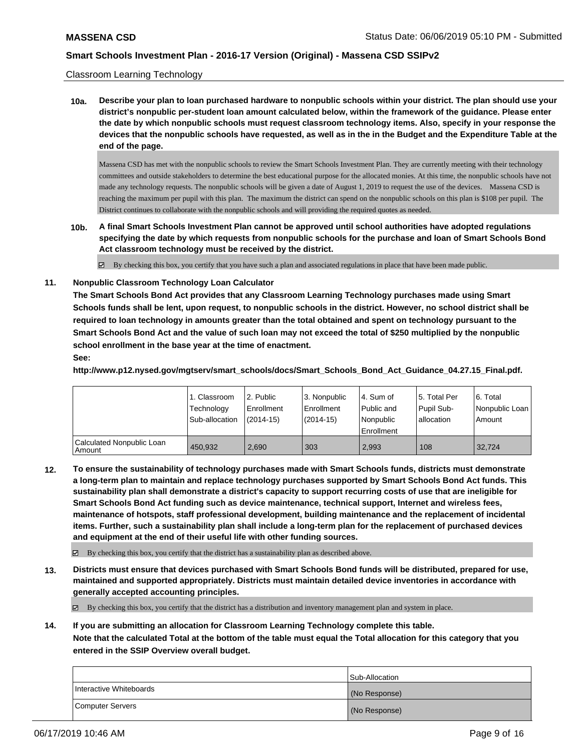Classroom Learning Technology

**10a. Describe your plan to loan purchased hardware to nonpublic schools within your district. The plan should use your district's nonpublic per-student loan amount calculated below, within the framework of the guidance. Please enter the date by which nonpublic schools must request classroom technology items. Also, specify in your response the devices that the nonpublic schools have requested, as well as in the in the Budget and the Expenditure Table at the end of the page.**

Massena CSD has met with the nonpublic schools to review the Smart Schools Investment Plan. They are currently meeting with their technology committees and outside stakeholders to determine the best educational purpose for the allocated monies. At this time, the nonpublic schools have not made any technology requests. The nonpublic schools will be given a date of August 1, 2019 to request the use of the devices. Massena CSD is reaching the maximum per pupil with this plan. The maximum the district can spend on the nonpublic schools on this plan is $108 per pupil. The District continues to collaborate with the nonpublic schools and will providing the required quotes as needed.

**10b. A final Smart Schools Investment Plan cannot be approved until school authorities have adopted regulations specifying the date by which requests from nonpublic schools for the purchase and loan of Smart Schools Bond Act classroom technology must be received by the district.**

☑ By checking this box, you certify that you have such a plan and associated regulations in place that have been made public.

**11. Nonpublic Classroom Technology Loan Calculator**

**The Smart Schools Bond Act provides that any Classroom Learning Technology purchases made using Smart Schools funds shall be lent, upon request, to nonpublic schools in the district. However, no school district shall be required to loan technology in amounts greater than the total obtained and spent on technology pursuant to the Smart Schools Bond Act and the value of such loan may not exceed the total of $250 multiplied by the nonpublic school enrollment in the base year at the time of enactment.**

**See:**

**http://www.p12.nysed.gov/mgtserv/smart_schools/docs/Smart_Schools_Bond_Act_Guidance_04.27.15_Final.pdf.**

| | 1. Classroom Technology Sub-allocation | 2. Public Enrollment (2014-15) | 3. Nonpublic Enrollment (2014-15) | 4. Sum of Public and Nonpublic Enrollment | 5. Total Per Pupil Sub-allocation | 6. Total Nonpublic Loan Amount |
|---|---|---|---|---|---|---|
| Calculated Nonpublic Loan Amount | 450,932 | 2,690 | 303 | 2,993 | 108 | 32,724 |

**12. To ensure the sustainability of technology purchases made with Smart Schools funds, districts must demonstrate a long-term plan to maintain and replace technology purchases supported by Smart Schools Bond Act funds. This sustainability plan shall demonstrate a district's capacity to support recurring costs of use that are ineligible for Smart Schools Bond Act funding such as device maintenance, technical support, Internet and wireless fees, maintenance of hotspots, staff professional development, building maintenance and the replacement of incidental items. Further, such a sustainability plan shall include a long-term plan for the replacement of purchased devices and equipment at the end of their useful life with other funding sources.**

☑ By checking this box, you certify that the district has a sustainability plan as described above.

**13. Districts must ensure that devices purchased with Smart Schools Bond funds will be distributed, prepared for use, maintained and supported appropriately. Districts must maintain detailed device inventories in accordance with generally accepted accounting principles.**

☑ By checking this box, you certify that the district has a distribution and inventory management plan and system in place.

**14. If you are submitting an allocation for Classroom Learning Technology complete this table. Note that the calculated Total at the bottom of the table must equal the Total allocation for this category that you entered in the SSIP Overview overall budget.**

| | Sub-Allocation |
|---|---|
| Interactive Whiteboards | (No Response) |
| Computer Servers | (No Response) |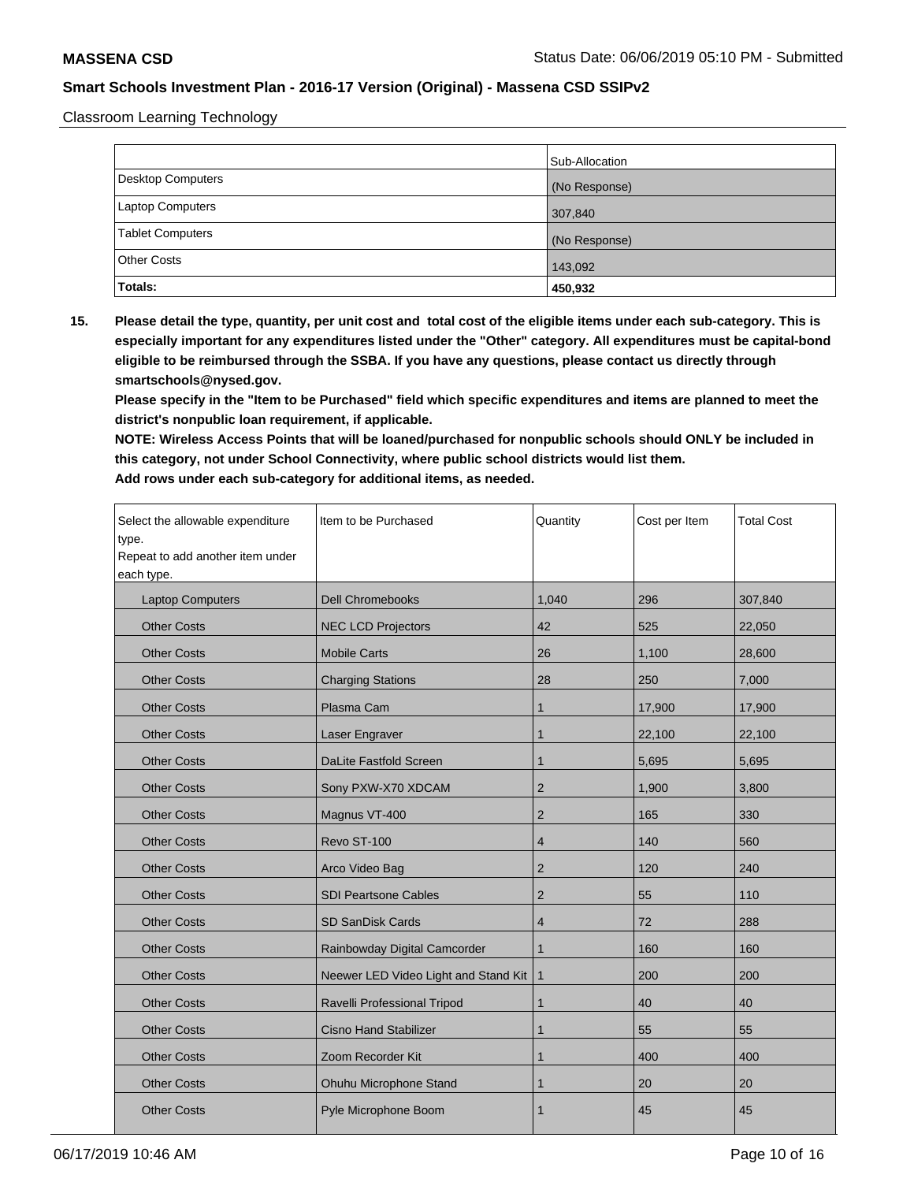Classroom Learning Technology

| | Sub-Allocation |
|---|---|
| Desktop Computers | (No Response) |
| Laptop Computers | 307,840 |
| Tablet Computers | (No Response) |
| Other Costs | 143,092 |
| **Totals:** | **450,932** |

**15. Please detail the type, quantity, per unit cost and total cost of the eligible items under each sub-category. This is especially important for any expenditures listed under the "Other" category. All expenditures must be capital-bond eligible to be reimbursed through the SSBA. If you have any questions, please contact us directly through smartschools@nysed.gov.**

**Please specify in the "Item to be Purchased" field which specific expenditures and items are planned to meet the district's nonpublic loan requirement, if applicable.**

**NOTE: Wireless Access Points that will be loaned/purchased for nonpublic schools should ONLY be included in this category, not under School Connectivity, where public school districts would list them.**

**Add rows under each sub-category for additional items, as needed.**

| Select the allowable expenditure type. Repeat to add another item under each type. | Item to be Purchased | Quantity | Cost per Item | Total Cost |
|---|---|---|---|---|
| Laptop Computers | Dell Chromebooks | 1,040 | 296 | 307,840 |
| Other Costs | NEC LCD Projectors | 42 | 525 | 22,050 |
| Other Costs | Mobile Carts | 26 | 1,100 | 28,600 |
| Other Costs | Charging Stations | 28 | 250 | 7,000 |
| Other Costs | Plasma Cam | 1 | 17,900 | 17,900 |
| Other Costs | Laser Engraver | 1 | 22,100 | 22,100 |
| Other Costs | DaLite Fastfold Screen | 1 | 5,695 | 5,695 |
| Other Costs | Sony PXW-X70 XDCAM | 2 | 1,900 | 3,800 |
| Other Costs | Magnus VT-400 | 2 | 165 | 330 |
| Other Costs | Revo ST-100 | 4 | 140 | 560 |
| Other Costs | Arco Video Bag | 2 | 120 | 240 |
| Other Costs | SDI Peartsone Cables | 2 | 55 | 110 |
| Other Costs | SD SanDisk Cards | 4 | 72 | 288 |
| Other Costs | Rainbowday Digital Camcorder | 1 | 160 | 160 |
| Other Costs | Neewer LED Video Light and Stand Kit | 1 | 200 | 200 |
| Other Costs | Ravelli Professional Tripod | 1 | 40 | 40 |
| Other Costs | Cisno Hand Stabilizer | 1 | 55 | 55 |
| Other Costs | Zoom Recorder Kit | 1 | 400 | 400 |
| Other Costs | Ohuhu Microphone Stand | 1 | 20 | 20 |
| Other Costs | Pyle Microphone Boom | 1 | 45 | 45 |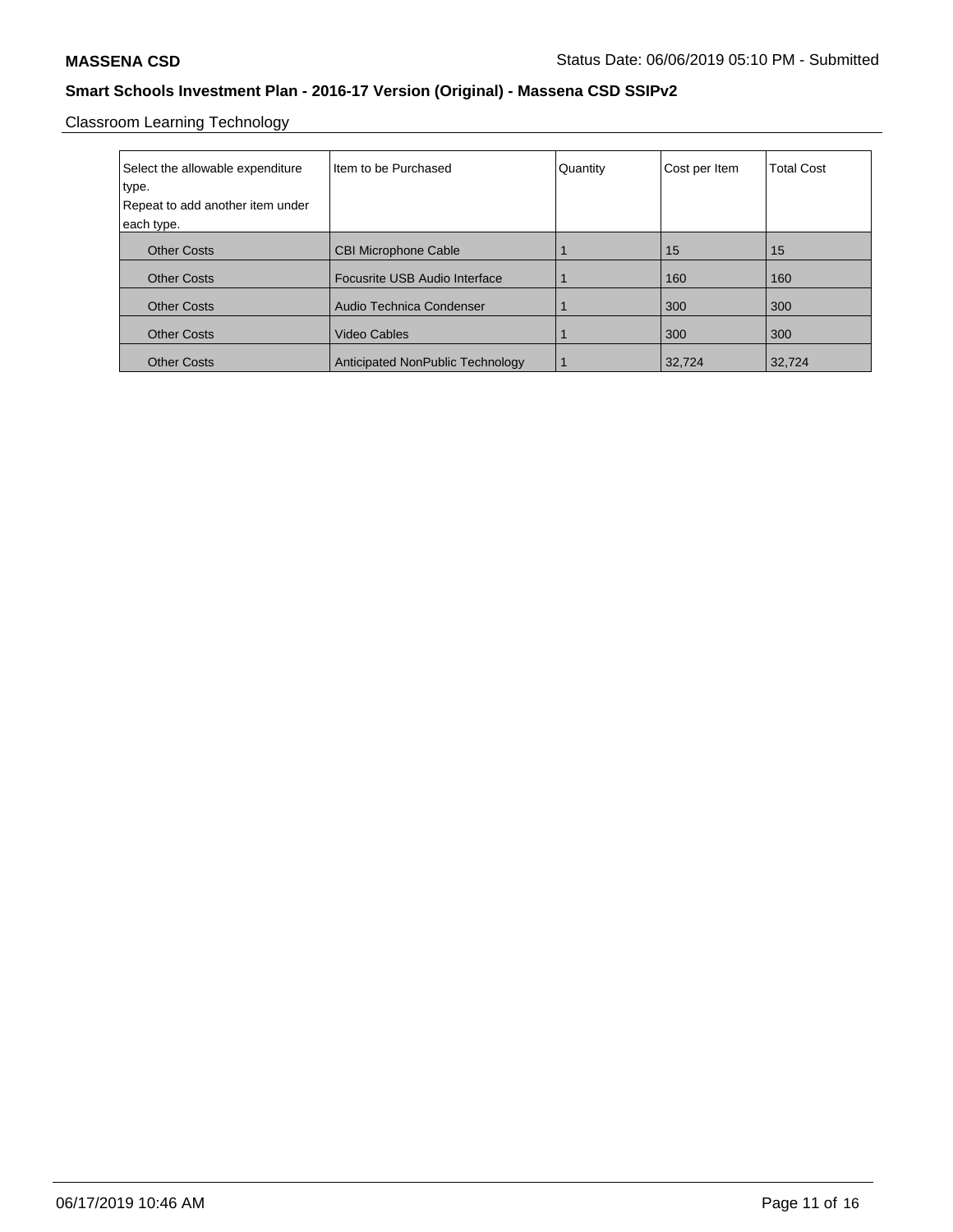Classroom Learning Technology

| Select the allowable expenditure type. Repeat to add another item under each type. | Item to be Purchased | Quantity | Cost per Item | Total Cost |
| --- | --- | --- | --- | --- |
| Other Costs | CBI Microphone Cable | 1 | 15 | 15 |
| Other Costs | Focusrite USB Audio Interface | 1 | 160 | 160 |
| Other Costs | Audio Technica Condenser | 1 | 300 | 300 |
| Other Costs | Video Cables | 1 | 300 | 300 |
| Other Costs | Anticipated NonPublic Technology | 1 | 32,724 | 32,724 |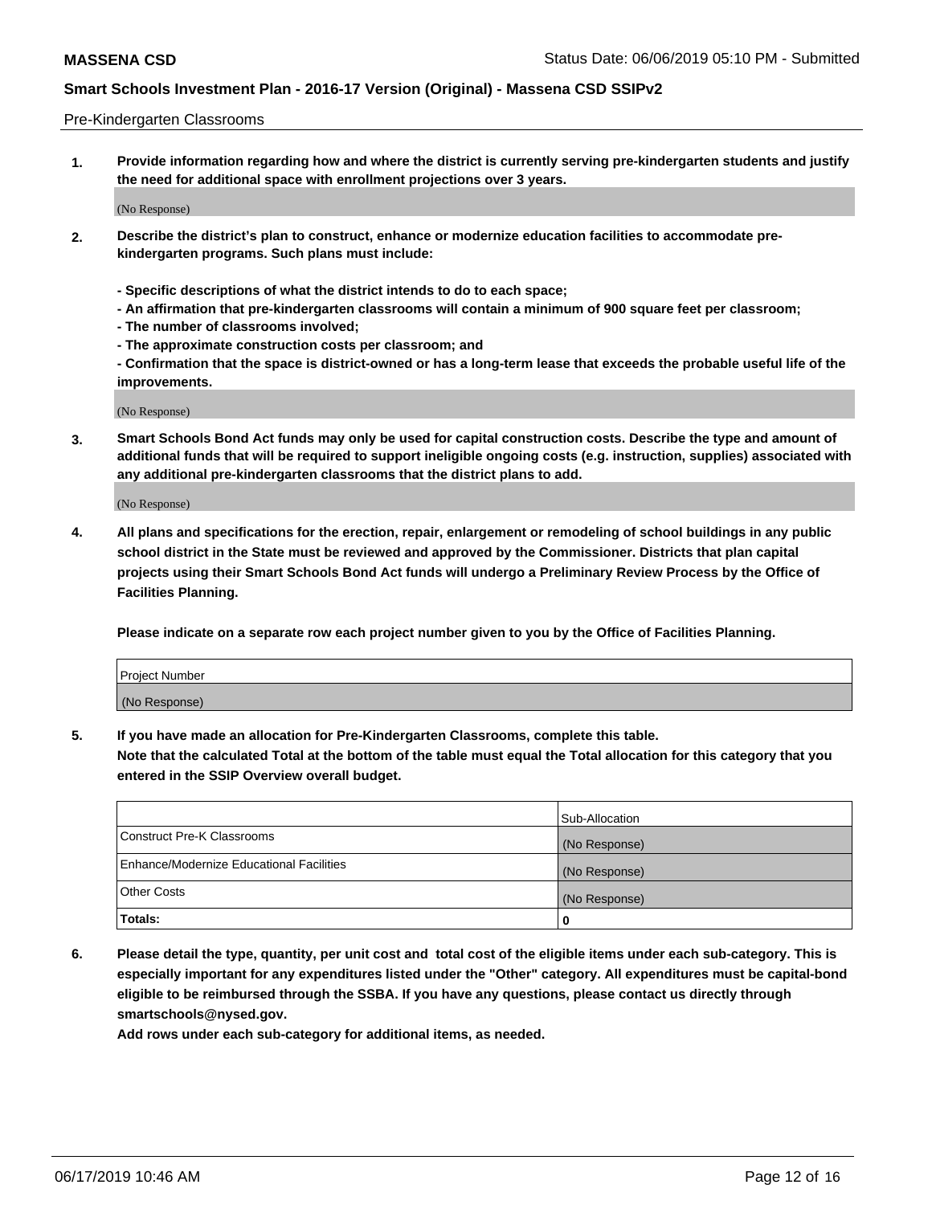Pre-Kindergarten Classrooms

**1. Provide information regarding how and where the district is currently serving pre-kindergarten students and justify the need for additional space with enrollment projections over 3 years.**

(No Response)

**2. Describe the district's plan to construct, enhance or modernize education facilities to accommodate pre-kindergarten programs. Such plans must include:**

**- Specific descriptions of what the district intends to do to each space;**
**- An affirmation that pre-kindergarten classrooms will contain a minimum of 900 square feet per classroom;**
**- The number of classrooms involved;**
**- The approximate construction costs per classroom; and**
**- Confirmation that the space is district-owned or has a long-term lease that exceeds the probable useful life of the improvements.**

(No Response)

**3. Smart Schools Bond Act funds may only be used for capital construction costs. Describe the type and amount of additional funds that will be required to support ineligible ongoing costs (e.g. instruction, supplies) associated with any additional pre-kindergarten classrooms that the district plans to add.**

(No Response)

**4. All plans and specifications for the erection, repair, enlargement or remodeling of school buildings in any public school district in the State must be reviewed and approved by the Commissioner. Districts that plan capital projects using their Smart Schools Bond Act funds will undergo a Preliminary Review Process by the Office of Facilities Planning.**

**Please indicate on a separate row each project number given to you by the Office of Facilities Planning.**

| Project Number |
| --- |
| (No Response) |

**5. If you have made an allocation for Pre-Kindergarten Classrooms, complete this table.**
**Note that the calculated Total at the bottom of the table must equal the Total allocation for this category that you entered in the SSIP Overview overall budget.**

| | Sub-Allocation |
| --- | --- |
| Construct Pre-K Classrooms | (No Response) |
| Enhance/Modernize Educational Facilities | (No Response) |
| Other Costs | (No Response) |
| **Totals:** | 0 |

**6. Please detail the type, quantity, per unit cost and total cost of the eligible items under each sub-category. This is especially important for any expenditures listed under the "Other" category. All expenditures must be capital-bond eligible to be reimbursed through the SSBA. If you have any questions, please contact us directly through smartschools@nysed.gov.**
**Add rows under each sub-category for additional items, as needed.**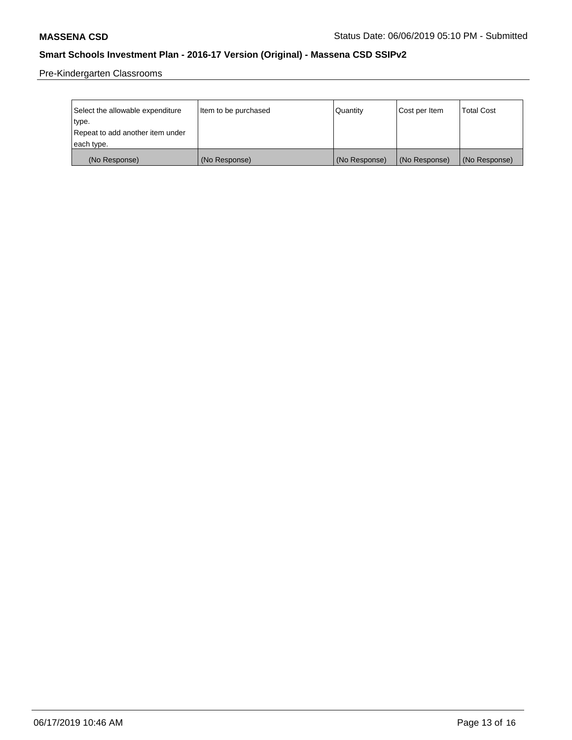Pre-Kindergarten Classrooms

| Select the allowable expenditure type. Repeat to add another item under each type. | Item to be purchased | Quantity | Cost per Item | Total Cost |
| --- | --- | --- | --- | --- |
| (No Response) | (No Response) | (No Response) | (No Response) | (No Response) |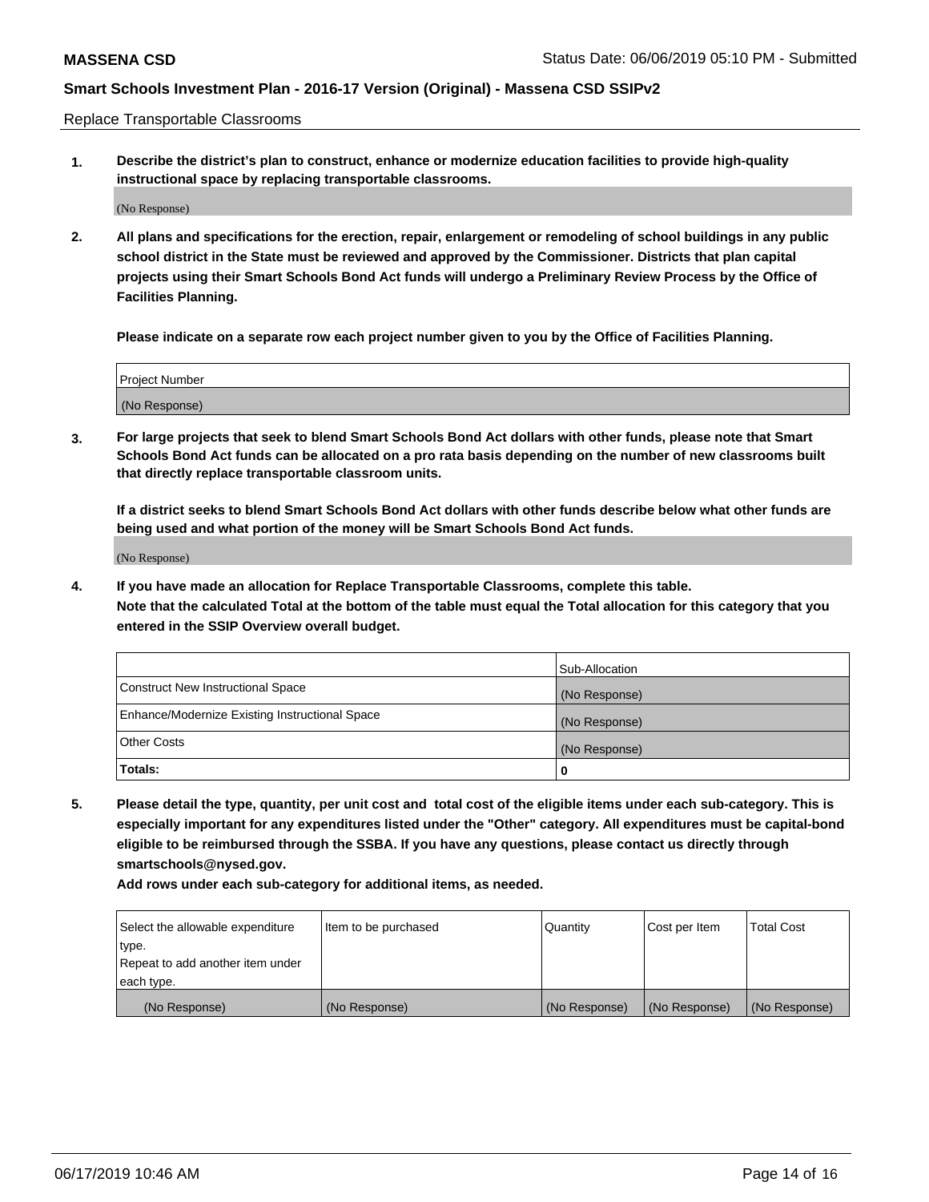Replace Transportable Classrooms

**1. Describe the district's plan to construct, enhance or modernize education facilities to provide high-quality instructional space by replacing transportable classrooms.**

(No Response)

**2. All plans and specifications for the erection, repair, enlargement or remodeling of school buildings in any public school district in the State must be reviewed and approved by the Commissioner. Districts that plan capital projects using their Smart Schools Bond Act funds will undergo a Preliminary Review Process by the Office of Facilities Planning.**

**Please indicate on a separate row each project number given to you by the Office of Facilities Planning.**

| Project Number |
|---|
| (No Response) |

**3. For large projects that seek to blend Smart Schools Bond Act dollars with other funds, please note that Smart Schools Bond Act funds can be allocated on a pro rata basis depending on the number of new classrooms built that directly replace transportable classroom units.**

**If a district seeks to blend Smart Schools Bond Act dollars with other funds describe below what other funds are being used and what portion of the money will be Smart Schools Bond Act funds.**

(No Response)

**4. If you have made an allocation for Replace Transportable Classrooms, complete this table. Note that the calculated Total at the bottom of the table must equal the Total allocation for this category that you entered in the SSIP Overview overall budget.**

| | Sub-Allocation |
|---|---|
| Construct New Instructional Space | (No Response) |
| Enhance/Modernize Existing Instructional Space | (No Response) |
| Other Costs | (No Response) |
| **Totals:** | **0** |

**5. Please detail the type, quantity, per unit cost and total cost of the eligible items under each sub-category. This is especially important for any expenditures listed under the "Other" category. All expenditures must be capital-bond eligible to be reimbursed through the SSBA. If you have any questions, please contact us directly through smartschools@nysed.gov.**

**Add rows under each sub-category for additional items, as needed.**

| Select the allowable expenditure type. Repeat to add another item under each type. | Item to be purchased | Quantity | Cost per Item | Total Cost |
|---|---|---|---|---|
| (No Response) | (No Response) | (No Response) | (No Response) | (No Response) |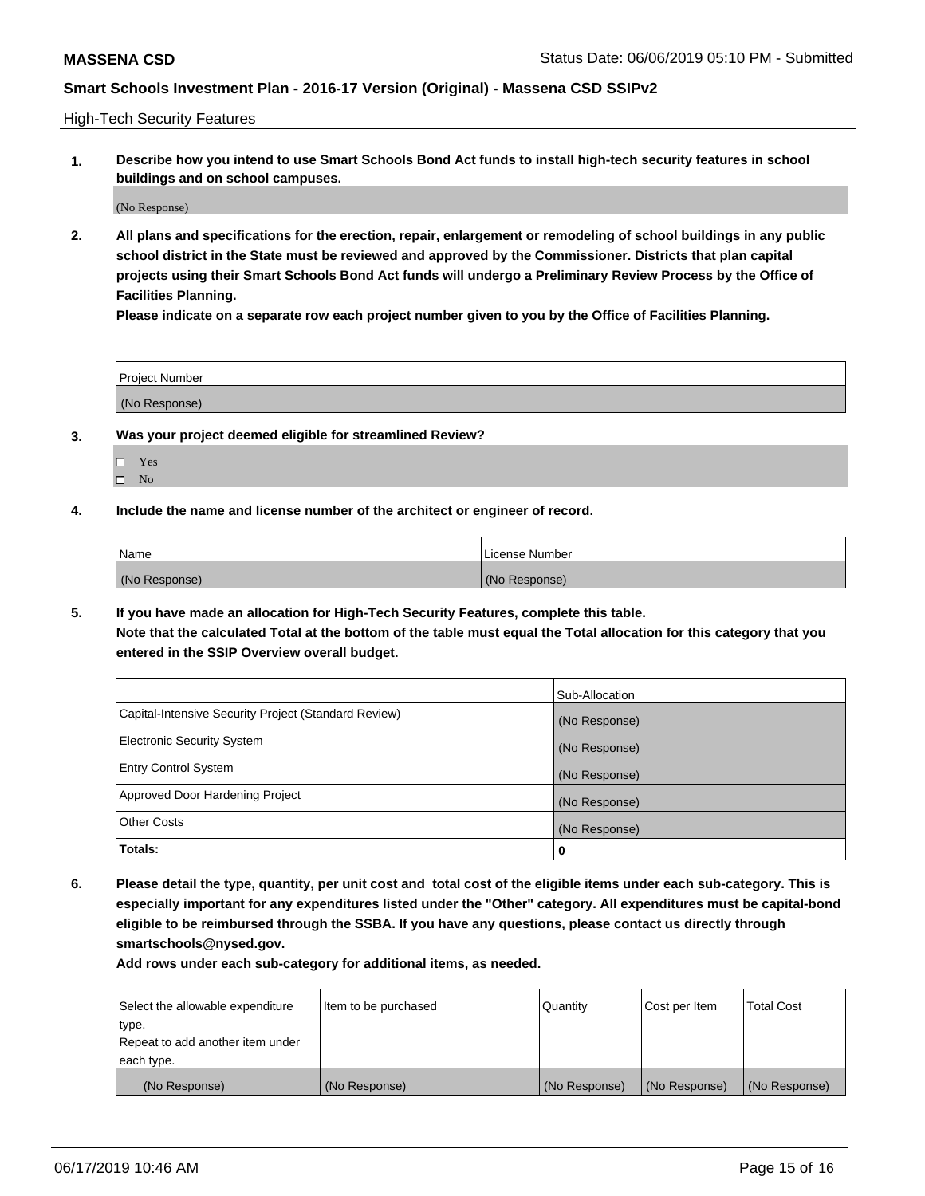High-Tech Security Features

**1. Describe how you intend to use Smart Schools Bond Act funds to install high-tech security features in school buildings and on school campuses.**

(No Response)

**2. All plans and specifications for the erection, repair, enlargement or remodeling of school buildings in any public school district in the State must be reviewed and approved by the Commissioner. Districts that plan capital projects using their Smart Schools Bond Act funds will undergo a Preliminary Review Process by the Office of Facilities Planning.**

**Please indicate on a separate row each project number given to you by the Office of Facilities Planning.**

| Project Number |
|---|
| (No Response) |

**3. Was your project deemed eligible for streamlined Review?**

- ☐ Yes
- ☐ No

**4. Include the name and license number of the architect or engineer of record.**

| Name | License Number |
|---|---|
| (No Response) | (No Response) |

**5. If you have made an allocation for High-Tech Security Features, complete this table.**
**Note that the calculated Total at the bottom of the table must equal the Total allocation for this category that you entered in the SSIP Overview overall budget.**

| | Sub-Allocation |
|---|---|
| Capital-Intensive Security Project (Standard Review) | (No Response) |
| Electronic Security System | (No Response) |
| Entry Control System | (No Response) |
| Approved Door Hardening Project | (No Response) |
| Other Costs | (No Response) |
| **Totals:** | **0** |

**6. Please detail the type, quantity, per unit cost and total cost of the eligible items under each sub-category. This is especially important for any expenditures listed under the "Other" category. All expenditures must be capital-bond eligible to be reimbursed through the SSBA. If you have any questions, please contact us directly through smartschools@nysed.gov.**

**Add rows under each sub-category for additional items, as needed.**

| Select the allowable expenditure type. Repeat to add another item under each type. | Item to be purchased | Quantity | Cost per Item | Total Cost |
|---|---|---|---|---|
| (No Response) | (No Response) | (No Response) | (No Response) | (No Response) |